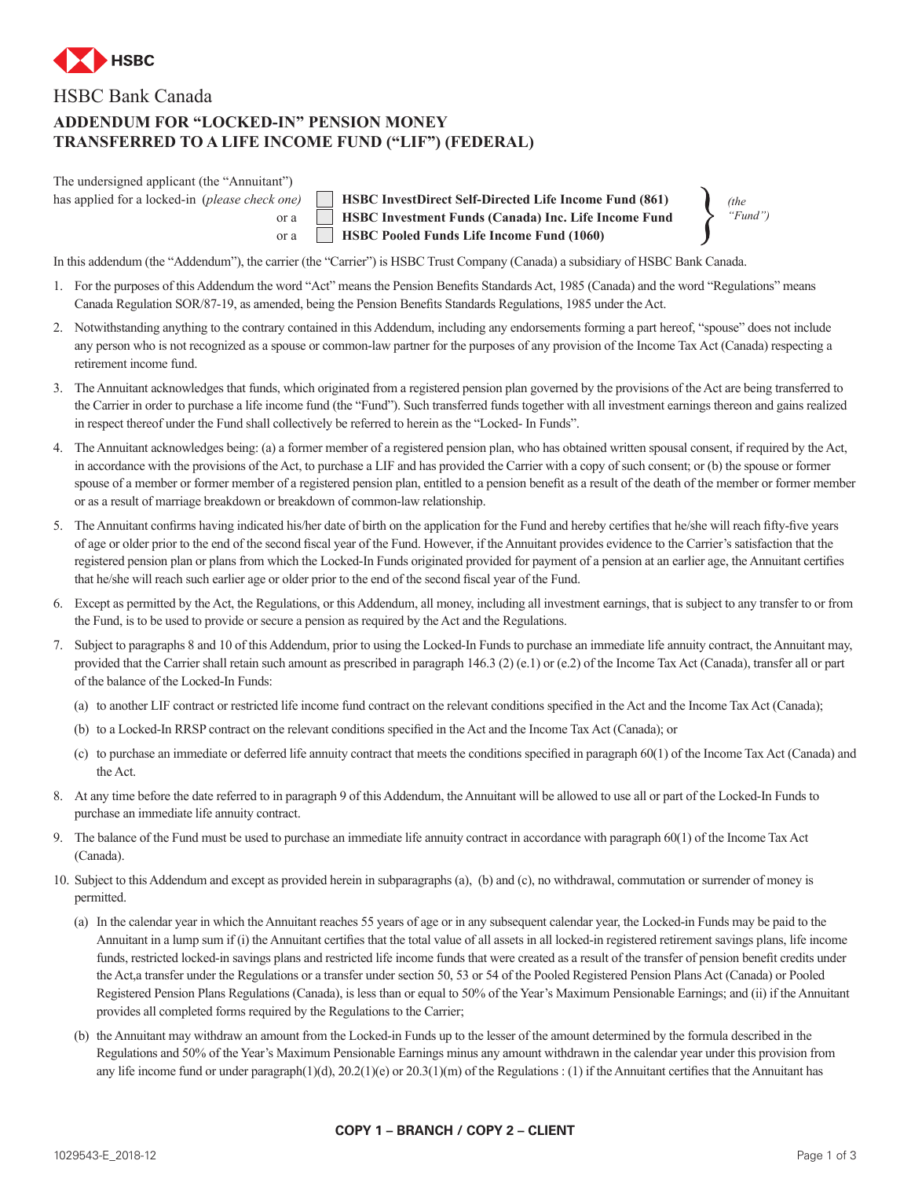HSBC

HSBC Bank Canada

# ADDENDUM FOR "LOCKED-IN" PENSION MONEY TRANSFERRED TO A LIFE INCOME FUND ("LIF") (FEDERAL)

The undersigned applicant (the "Annuitant") has applied for a locked-in (*please check one*)

- ☐ **HSBC InvestDirect Self-Directed Life Income Fund (861)**
- or a ☐ **HSBC Investment Funds (Canada) Inc. Life Income Fund**
- or a ☐ **HSBC Pooled Funds Life Income Fund (1060)**

*(the "Fund")*

In this addendum (the "Addendum"), the carrier (the "Carrier") is HSBC Trust Company (Canada) a subsidiary of HSBC Bank Canada.

1. For the purposes of this Addendum the word "Act" means the Pension Benefits Standards Act, 1985 (Canada) and the word "Regulations" means Canada Regulation SOR/87-19, as amended, being the Pension Benefits Standards Regulations, 1985 under the Act.
2. Notwithstanding anything to the contrary contained in this Addendum, including any endorsements forming a part hereof, "spouse" does not include any person who is not recognized as a spouse or common-law partner for the purposes of any provision of the Income Tax Act (Canada) respecting a retirement income fund.
3. The Annuitant acknowledges that funds, which originated from a registered pension plan governed by the provisions of the Act are being transferred to the Carrier in order to purchase a life income fund (the "Fund"). Such transferred funds together with all investment earnings thereon and gains realized in respect thereof under the Fund shall collectively be referred to herein as the "Locked- In Funds".
4. The Annuitant acknowledges being: (a) a former member of a registered pension plan, who has obtained written spousal consent, if required by the Act, in accordance with the provisions of the Act, to purchase a LIF and has provided the Carrier with a copy of such consent; or (b) the spouse or former spouse of a member or former member of a registered pension plan, entitled to a pension benefit as a result of the death of the member or former member or as a result of marriage breakdown or breakdown of common-law relationship.
5. The Annuitant confirms having indicated his/her date of birth on the application for the Fund and hereby certifies that he/she will reach fifty-five years of age or older prior to the end of the second fiscal year of the Fund. However, if the Annuitant provides evidence to the Carrier's satisfaction that the registered pension plan or plans from which the Locked-In Funds originated provided for payment of a pension at an earlier age, the Annuitant certifies that he/she will reach such earlier age or older prior to the end of the second fiscal year of the Fund.
6. Except as permitted by the Act, the Regulations, or this Addendum, all money, including all investment earnings, that is subject to any transfer to or from the Fund, is to be used to provide or secure a pension as required by the Act and the Regulations.
7. Subject to paragraphs 8 and 10 of this Addendum, prior to using the Locked-In Funds to purchase an immediate life annuity contract, the Annuitant may, provided that the Carrier shall retain such amount as prescribed in paragraph 146.3 (2) (e.1) or (e.2) of the Income Tax Act (Canada), transfer all or part of the balance of the Locked-In Funds:
   (a) to another LIF contract or restricted life income fund contract on the relevant conditions specified in the Act and the Income Tax Act (Canada);
   (b) to a Locked-In RRSP contract on the relevant conditions specified in the Act and the Income Tax Act (Canada); or
   (c) to purchase an immediate or deferred life annuity contract that meets the conditions specified in paragraph 60(1) of the Income Tax Act (Canada) and the Act.
8. At any time before the date referred to in paragraph 9 of this Addendum, the Annuitant will be allowed to use all or part of the Locked-In Funds to purchase an immediate life annuity contract.
9. The balance of the Fund must be used to purchase an immediate life annuity contract in accordance with paragraph 60(1) of the Income Tax Act (Canada).
10. Subject to this Addendum and except as provided herein in subparagraphs (a), (b) and (c), no withdrawal, commutation or surrender of money is permitted.
    (a) In the calendar year in which the Annuitant reaches 55 years of age or in any subsequent calendar year, the Locked-in Funds may be paid to the Annuitant in a lump sum if (i) the Annuitant certifies that the total value of all assets in all locked-in registered retirement savings plans, life income funds, restricted locked-in savings plans and restricted life income funds that were created as a result of the transfer of pension benefit credits under the Act,a transfer under the Regulations or a transfer under section 50, 53 or 54 of the Pooled Registered Pension Plans Act (Canada) or Pooled Registered Pension Plans Regulations (Canada), is less than or equal to 50% of the Year's Maximum Pensionable Earnings; and (ii) if the Annuitant provides all completed forms required by the Regulations to the Carrier;
    (b) the Annuitant may withdraw an amount from the Locked-in Funds up to the lesser of the amount determined by the formula described in the Regulations and 50% of the Year's Maximum Pensionable Earnings minus any amount withdrawn in the calendar year under this provision from any life income fund or under paragraph(1)(d), 20.2(1)(e) or 20.3(1)(m) of the Regulations : (1) if the Annuitant certifies that the Annuitant has

**COPY 1 – BRANCH / COPY 2 – CLIENT**

1029543-E_2018-12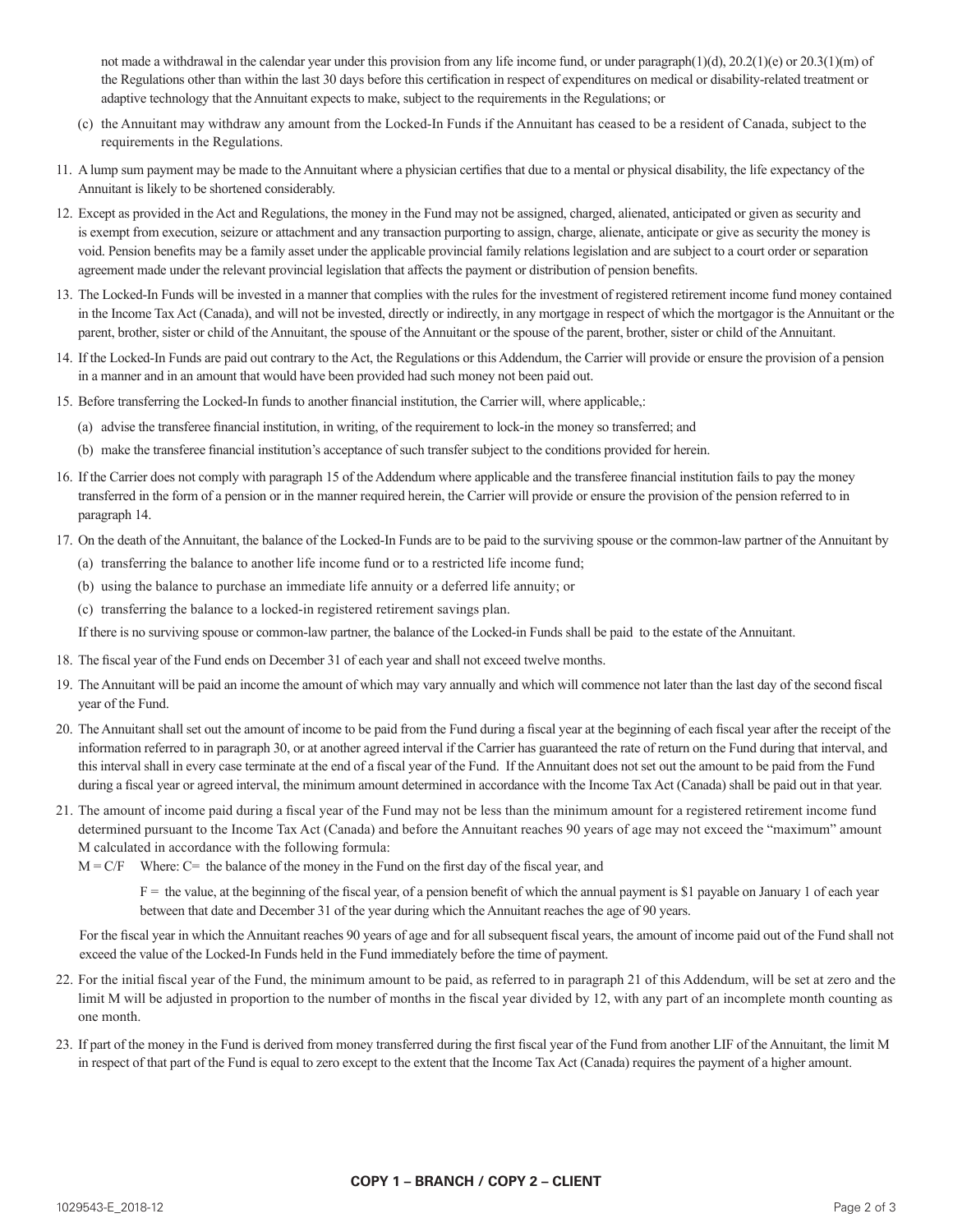not made a withdrawal in the calendar year under this provision from any life income fund, or under paragraph(1)(d), 20.2(1)(e) or 20.3(1)(m) of the Regulations other than within the last 30 days before this certification in respect of expenditures on medical or disability-related treatment or adaptive technology that the Annuitant expects to make, subject to the requirements in the Regulations; or

(c) the Annuitant may withdraw any amount from the Locked-In Funds if the Annuitant has ceased to be a resident of Canada, subject to the requirements in the Regulations.

11. A lump sum payment may be made to the Annuitant where a physician certifies that due to a mental or physical disability, the life expectancy of the Annuitant is likely to be shortened considerably.

12. Except as provided in the Act and Regulations, the money in the Fund may not be assigned, charged, alienated, anticipated or given as security and is exempt from execution, seizure or attachment and any transaction purporting to assign, charge, alienate, anticipate or give as security the money is void. Pension benefits may be a family asset under the applicable provincial family relations legislation and are subject to a court order or separation agreement made under the relevant provincial legislation that affects the payment or distribution of pension benefits.

13. The Locked-In Funds will be invested in a manner that complies with the rules for the investment of registered retirement income fund money contained in the Income Tax Act (Canada), and will not be invested, directly or indirectly, in any mortgage in respect of which the mortgagor is the Annuitant or the parent, brother, sister or child of the Annuitant, the spouse of the Annuitant or the spouse of the parent, brother, sister or child of the Annuitant.

14. If the Locked-In Funds are paid out contrary to the Act, the Regulations or this Addendum, the Carrier will provide or ensure the provision of a pension in a manner and in an amount that would have been provided had such money not been paid out.

15. Before transferring the Locked-In funds to another financial institution, the Carrier will, where applicable,:

    (a) advise the transferee financial institution, in writing, of the requirement to lock-in the money so transferred; and

    (b) make the transferee financial institution's acceptance of such transfer subject to the conditions provided for herein.

16. If the Carrier does not comply with paragraph 15 of the Addendum where applicable and the transferee financial institution fails to pay the money transferred in the form of a pension or in the manner required herein, the Carrier will provide or ensure the provision of the pension referred to in paragraph 14.

17. On the death of the Annuitant, the balance of the Locked-In Funds are to be paid to the surviving spouse or the common-law partner of the Annuitant by

    (a) transferring the balance to another life income fund or to a restricted life income fund;

    (b) using the balance to purchase an immediate life annuity or a deferred life annuity; or

    (c) transferring the balance to a locked-in registered retirement savings plan.

    If there is no surviving spouse or common-law partner, the balance of the Locked-in Funds shall be paid to the estate of the Annuitant.

18. The fiscal year of the Fund ends on December 31 of each year and shall not exceed twelve months.

19. The Annuitant will be paid an income the amount of which may vary annually and which will commence not later than the last day of the second fiscal year of the Fund.

20. The Annuitant shall set out the amount of income to be paid from the Fund during a fiscal year at the beginning of each fiscal year after the receipt of the information referred to in paragraph 30, or at another agreed interval if the Carrier has guaranteed the rate of return on the Fund during that interval, and this interval shall in every case terminate at the end of a fiscal year of the Fund. If the Annuitant does not set out the amount to be paid from the Fund during a fiscal year or agreed interval, the minimum amount determined in accordance with the Income Tax Act (Canada) shall be paid out in that year.

21. The amount of income paid during a fiscal year of the Fund may not be less than the minimum amount for a registered retirement income fund determined pursuant to the Income Tax Act (Canada) and before the Annuitant reaches 90 years of age may not exceed the "maximum" amount M calculated in accordance with the following formula:

    $M = C/F$ Where: C= the balance of the money in the Fund on the first day of the fiscal year, and

    F = the value, at the beginning of the fiscal year, of a pension benefit of which the annual payment is $1 payable on January 1 of each year between that date and December 31 of the year during which the Annuitant reaches the age of 90 years.

    For the fiscal year in which the Annuitant reaches 90 years of age and for all subsequent fiscal years, the amount of income paid out of the Fund shall not exceed the value of the Locked-In Funds held in the Fund immediately before the time of payment.

22. For the initial fiscal year of the Fund, the minimum amount to be paid, as referred to in paragraph 21 of this Addendum, will be set at zero and the limit M will be adjusted in proportion to the number of months in the fiscal year divided by 12, with any part of an incomplete month counting as one month.

23. If part of the money in the Fund is derived from money transferred during the first fiscal year of the Fund from another LIF of the Annuitant, the limit M in respect of that part of the Fund is equal to zero except to the extent that the Income Tax Act (Canada) requires the payment of a higher amount.

**COPY 1 – BRANCH / COPY 2 – CLIENT**

1029543-E_2018-12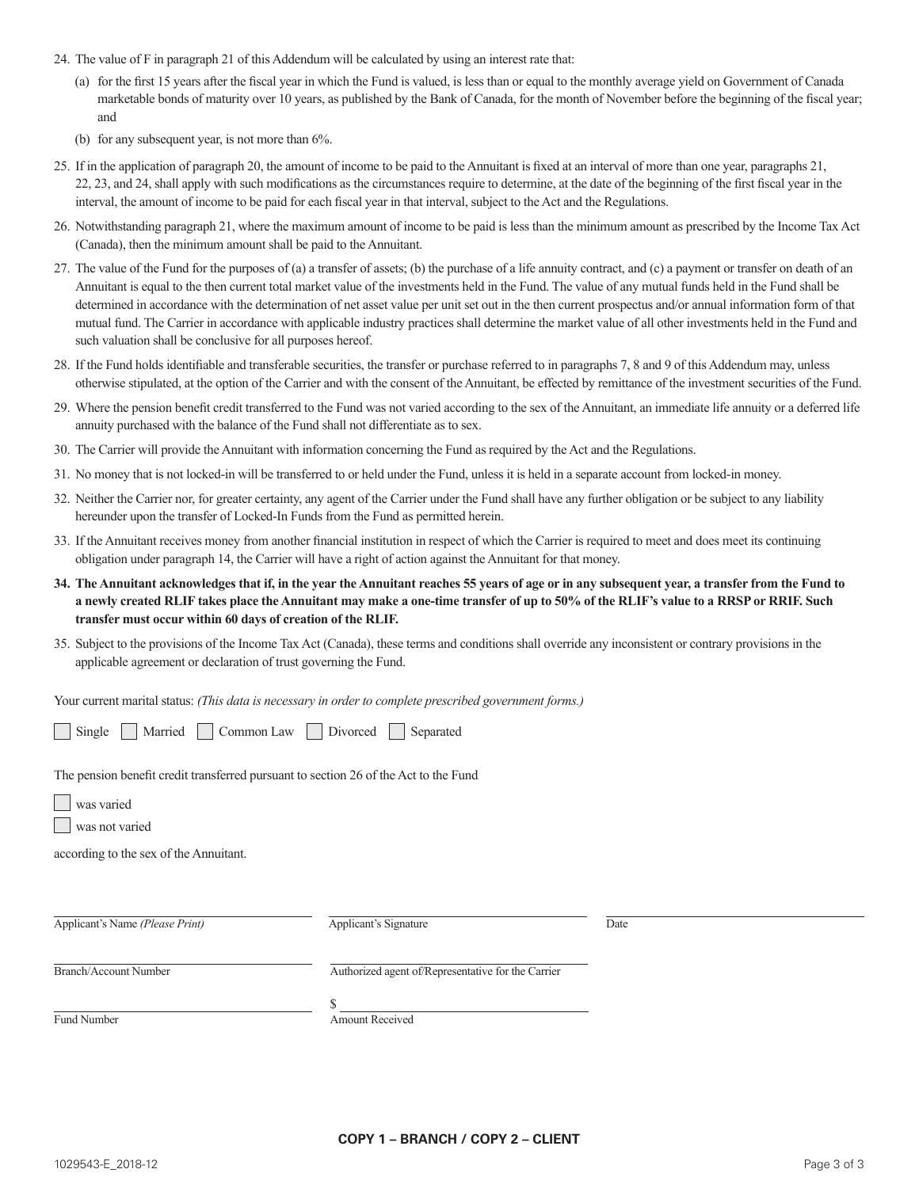24. The value of F in paragraph 21 of this Addendum will be calculated by using an interest rate that:
    (a) for the first 15 years after the fiscal year in which the Fund is valued, is less than or equal to the monthly average yield on Government of Canada marketable bonds of maturity over 10 years, as published by the Bank of Canada, for the month of November before the beginning of the fiscal year; and
    (b) for any subsequent year, is not more than 6%.
25. If in the application of paragraph 20, the amount of income to be paid to the Annuitant is fixed at an interval of more than one year, paragraphs 21, 22, 23, and 24, shall apply with such modifications as the circumstances require to determine, at the date of the beginning of the first fiscal year in the interval, the amount of income to be paid for each fiscal year in that interval, subject to the Act and the Regulations.
26. Notwithstanding paragraph 21, where the maximum amount of income to be paid is less than the minimum amount as prescribed by the Income Tax Act (Canada), then the minimum amount shall be paid to the Annuitant.
27. The value of the Fund for the purposes of (a) a transfer of assets; (b) the purchase of a life annuity contract, and (c) a payment or transfer on death of an Annuitant is equal to the then current total market value of the investments held in the Fund. The value of any mutual funds held in the Fund shall be determined in accordance with the determination of net asset value per unit set out in the then current prospectus and/or annual information form of that mutual fund. The Carrier in accordance with applicable industry practices shall determine the market value of all other investments held in the Fund and such valuation shall be conclusive for all purposes hereof.
28. If the Fund holds identifiable and transferable securities, the transfer or purchase referred to in paragraphs 7, 8 and 9 of this Addendum may, unless otherwise stipulated, at the option of the Carrier and with the consent of the Annuitant, be effected by remittance of the investment securities of the Fund.
29. Where the pension benefit credit transferred to the Fund was not varied according to the sex of the Annuitant, an immediate life annuity or a deferred life annuity purchased with the balance of the Fund shall not differentiate as to sex.
30. The Carrier will provide the Annuitant with information concerning the Fund as required by the Act and the Regulations.
31. No money that is not locked-in will be transferred to or held under the Fund, unless it is held in a separate account from locked-in money.
32. Neither the Carrier nor, for greater certainty, any agent of the Carrier under the Fund shall have any further obligation or be subject to any liability hereunder upon the transfer of Locked-In Funds from the Fund as permitted herein.
33. If the Annuitant receives money from another financial institution in respect of which the Carrier is required to meet and does meet its continuing obligation under paragraph 14, the Carrier will have a right of action against the Annuitant for that money.
34. **The Annuitant acknowledges that if, in the year the Annuitant reaches 55 years of age or in any subsequent year, a transfer from the Fund to a newly created RLIF takes place the Annuitant may make a one-time transfer of up to 50% of the RLIF's value to a RRSP or RRIF. Such transfer must occur within 60 days of creation of the RLIF.**
35. Subject to the provisions of the Income Tax Act (Canada), these terms and conditions shall override any inconsistent or contrary provisions in the applicable agreement or declaration of trust governing the Fund.

Your current marital status: *(This data is necessary in order to complete prescribed government forms.)*

☐ Single ☐ Married ☐ Common Law ☐ Divorced ☐ Separated

The pension benefit credit transferred pursuant to section 26 of the Act to the Fund

☐ was varied
☐ was not varied

according to the sex of the Annuitant.

| | | |
|---|---|---|
| Applicant's Name *(Please Print)* | Applicant's Signature | Date |
| Branch/Account Number | Authorized agent of/Representative for the Carrier | |
| Fund Number | $ Amount Received | |

**COPY 1 – BRANCH / COPY 2 – CLIENT**

1029543-E_2018-12